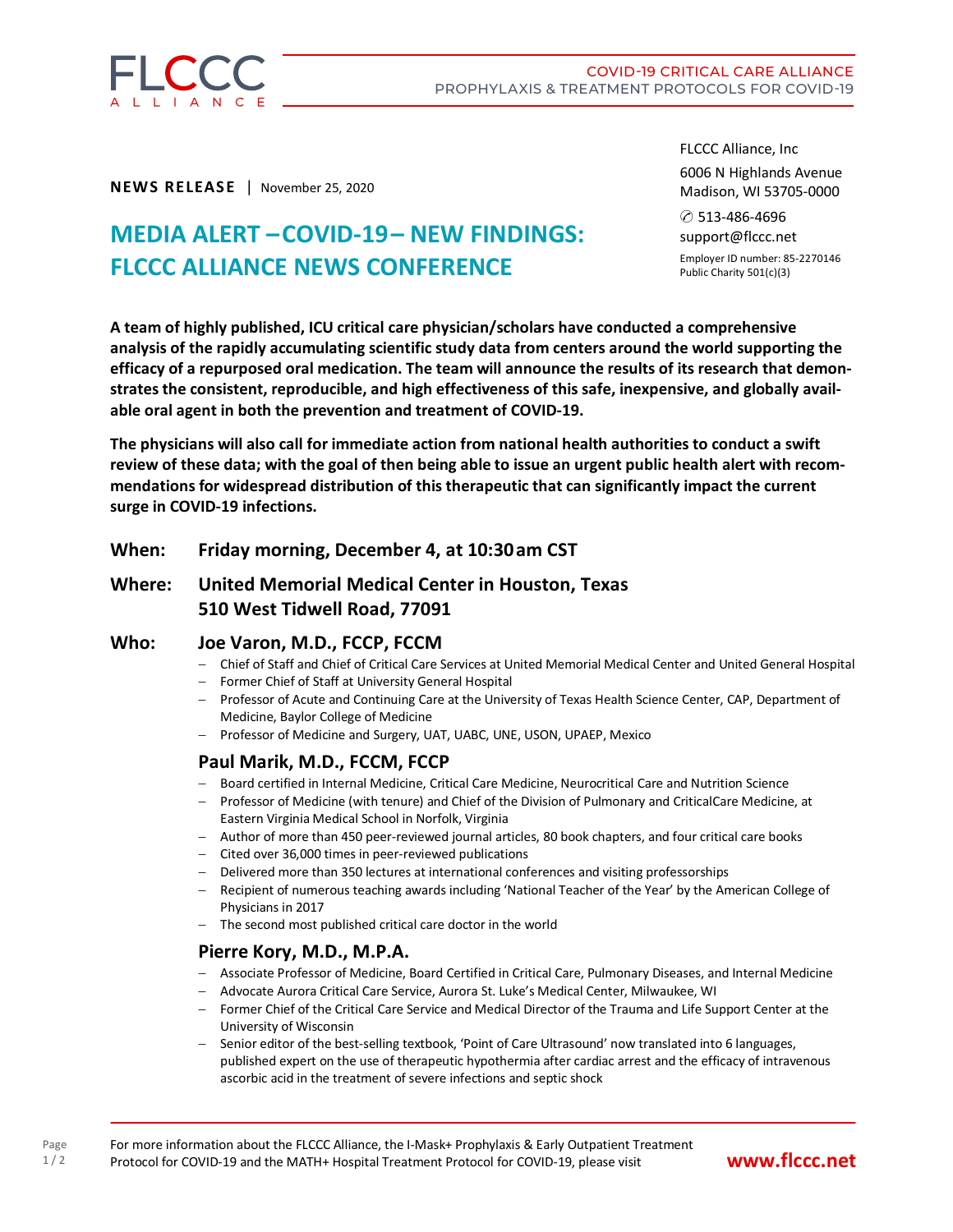FLCCC ALLIANCE

COVID-19 CRITICAL CARE ALLIANCE
PROPHYLAXIS & TREATMENT PROTOCOLS FOR COVID-19

FLCCC Alliance, Inc
6006 N Highlands Avenue
Madison, WI 53705-0000
✆ 513-486-4696
support@flccc.net
Employer ID number: 85-2270146
Public Charity 501(c)(3)

**NEWS RELEASE** | November 25, 2020

# MEDIA ALERT –COVID-19– NEW FINDINGS: FLCCC ALLIANCE NEWS CONFERENCE

**A team of highly published, ICU critical care physician/scholars have conducted a comprehensive analysis of the rapidly accumulating scientific study data from centers around the world supporting the efficacy of a repurposed oral medication. The team will announce the results of its research that demonstrates the consistent, reproducible, and high effectiveness of this safe, inexpensive, and globally available oral agent in both the prevention and treatment of COVID-19.**

**The physicians will also call for immediate action from national health authorities to conduct a swift review of these data; with the goal of then being able to issue an urgent public health alert with recommendations for widespread distribution of this therapeutic that can significantly impact the current surge in COVID-19 infections.**

**When:** **Friday morning, December 4, at 10:30 am CST**

**Where:** **United Memorial Medical Center in Houston, Texas**
**510 West Tidwell Road, 77091**

**Who:**

### Joe Varon, M.D., FCCP, FCCM

- Chief of Staff and Chief of Critical Care Services at United Memorial Medical Center and United General Hospital
- Former Chief of Staff at University General Hospital
- Professor of Acute and Continuing Care at the University of Texas Health Science Center, CAP, Department of Medicine, Baylor College of Medicine
- Professor of Medicine and Surgery, UAT, UABC, UNE, USON, UPAEP, Mexico

### Paul Marik, M.D., FCCM, FCCP

- Board certified in Internal Medicine, Critical Care Medicine, Neurocritical Care and Nutrition Science
- Professor of Medicine (with tenure) and Chief of the Division of Pulmonary and CriticalCare Medicine, at Eastern Virginia Medical School in Norfolk, Virginia
- Author of more than 450 peer-reviewed journal articles, 80 book chapters, and four critical care books
- Cited over 36,000 times in peer-reviewed publications
- Delivered more than 350 lectures at international conferences and visiting professorships
- Recipient of numerous teaching awards including 'National Teacher of the Year' by the American College of Physicians in 2017
- The second most published critical care doctor in the world

### Pierre Kory, M.D., M.P.A.

- Associate Professor of Medicine, Board Certified in Critical Care, Pulmonary Diseases, and Internal Medicine
- Advocate Aurora Critical Care Service, Aurora St. Luke's Medical Center, Milwaukee, WI
- Former Chief of the Critical Care Service and Medical Director of the Trauma and Life Support Center at the University of Wisconsin
- Senior editor of the best-selling textbook, 'Point of Care Ultrasound' now translated into 6 languages, published expert on the use of therapeutic hypothermia after cardiac arrest and the efficacy of intravenous ascorbic acid in the treatment of severe infections and septic shock

For more information about the FLCCC Alliance, the I-Mask+ Prophylaxis & Early Outpatient Treatment Protocol for COVID-19 and the MATH+ Hospital Treatment Protocol for COVID-19, please visit **www.flccc.net**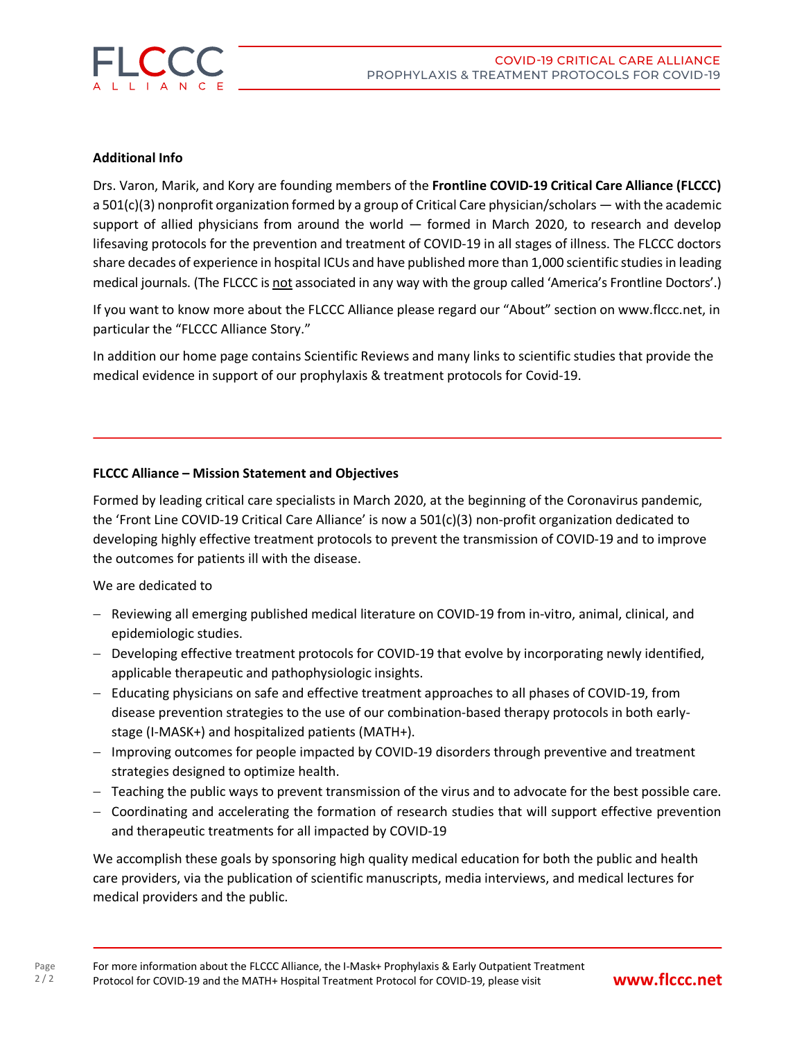**Additional Info**

Drs. Varon, Marik, and Kory are founding members of the **Frontline COVID-19 Critical Care Alliance (FLCCC)** a 501(c)(3) nonprofit organization formed by a group of Critical Care physician/scholars — with the academic support of allied physicians from around the world — formed in March 2020, to research and develop lifesaving protocols for the prevention and treatment of COVID-19 in all stages of illness. The FLCCC doctors share decades of experience in hospital ICUs and have published more than 1,000 scientific studies in leading medical journals. (The FLCCC is not associated in any way with the group called 'America's Frontline Doctors'.)

If you want to know more about the FLCCC Alliance please regard our "About" section on www.flccc.net, in particular the "FLCCC Alliance Story."

In addition our home page contains Scientific Reviews and many links to scientific studies that provide the medical evidence in support of our prophylaxis & treatment protocols for Covid-19.

---

**FLCCC Alliance – Mission Statement and Objectives**

Formed by leading critical care specialists in March 2020, at the beginning of the Coronavirus pandemic, the 'Front Line COVID-19 Critical Care Alliance' is now a 501(c)(3) non-profit organization dedicated to developing highly effective treatment protocols to prevent the transmission of COVID-19 and to improve the outcomes for patients ill with the disease.

We are dedicated to

- Reviewing all emerging published medical literature on COVID-19 from in-vitro, animal, clinical, and epidemiologic studies.
- Developing effective treatment protocols for COVID-19 that evolve by incorporating newly identified, applicable therapeutic and pathophysiologic insights.
- Educating physicians on safe and effective treatment approaches to all phases of COVID-19, from disease prevention strategies to the use of our combination-based therapy protocols in both early-stage (I-MASK+) and hospitalized patients (MATH+).
- Improving outcomes for people impacted by COVID-19 disorders through preventive and treatment strategies designed to optimize health.
- Teaching the public ways to prevent transmission of the virus and to advocate for the best possible care.
- Coordinating and accelerating the formation of research studies that will support effective prevention and therapeutic treatments for all impacted by COVID-19

We accomplish these goals by sponsoring high quality medical education for both the public and health care providers, via the publication of scientific manuscripts, media interviews, and medical lectures for medical providers and the public.

---

For more information about the FLCCC Alliance, the I-Mask+ Prophylaxis & Early Outpatient Treatment Protocol for COVID-19 and the MATH+ Hospital Treatment Protocol for COVID-19, please visit **www.flccc.net**